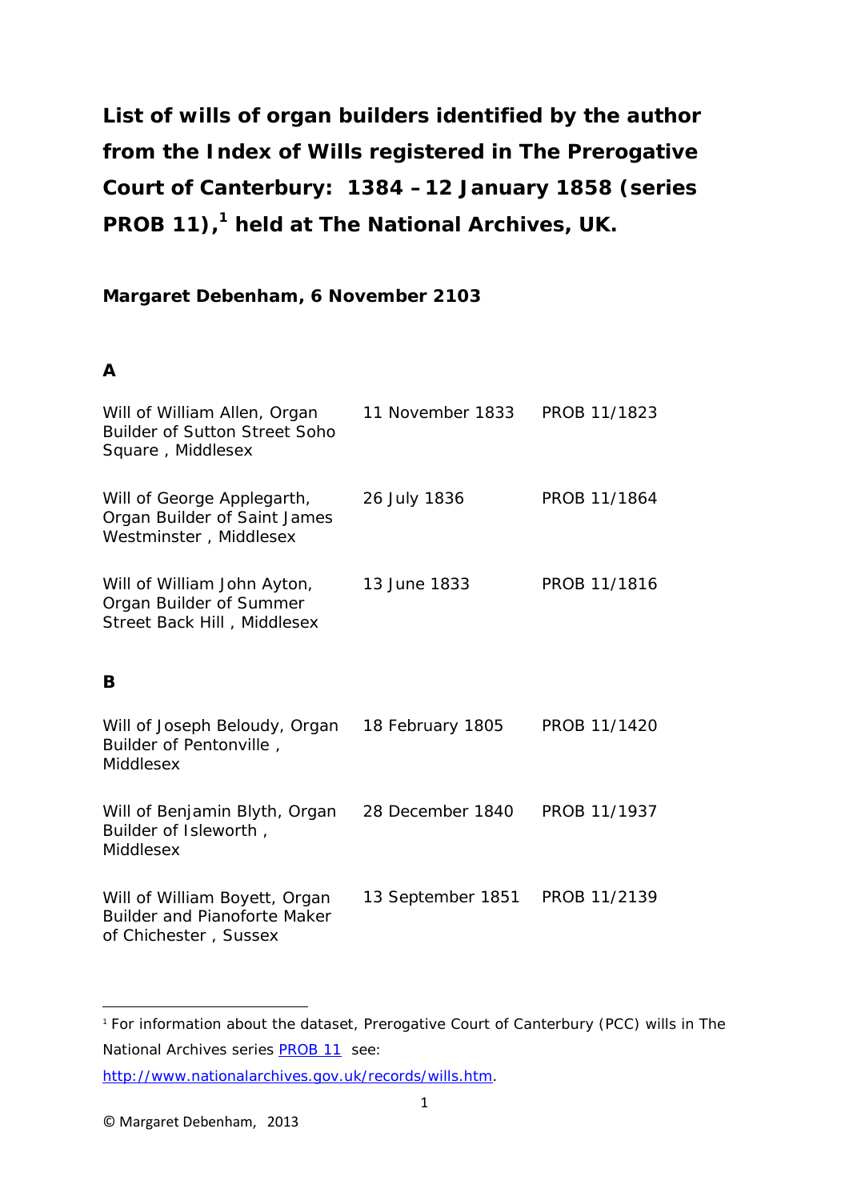# List of wills of organ builders identified by the author from the Index of Wills registered in The Prerogative Court of Canterbury: 1384 – 12 January 1858 (series PROB 11),[1] held at The National Archives, UK.

**Margaret Debenham, 6 November 2103**

## A

| | | |
|---|---|---|
| Will of William Allen, Organ Builder of Sutton Street Soho Square , Middlesex | 11 November 1833 | PROB 11/1823 |
| Will of George Applegarth, Organ Builder of Saint James Westminster , Middlesex | 26 July 1836 | PROB 11/1864 |
| Will of William John Ayton, Organ Builder of Summer Street Back Hill , Middlesex | 13 June 1833 | PROB 11/1816 |

## B

| | | |
|---|---|---|
| Will of Joseph Beloudy, Organ Builder of Pentonville , Middlesex | 18 February 1805 | PROB 11/1420 |
| Will of Benjamin Blyth, Organ Builder of Isleworth , Middlesex | 28 December 1840 | PROB 11/1937 |
| Will of William Boyett, Organ Builder and Pianoforte Maker of Chichester , Sussex | 13 September 1851 | PROB 11/2139 |

[1] For information about the dataset, Prerogative Court of Canterbury (PCC) wills in The National Archives series PROB 11 see: http://www.nationalarchives.gov.uk/records/wills.htm.

© Margaret Debenham, 2013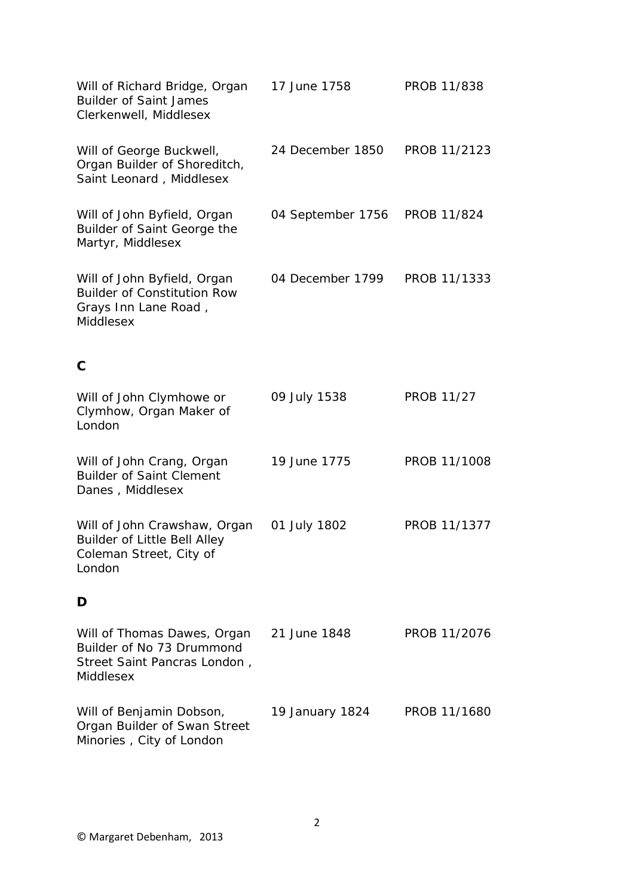| | | |
|---|---|---|
| Will of Richard Bridge, Organ Builder of Saint James Clerkenwell, Middlesex | 17 June 1758 | PROB 11/838 |
| Will of George Buckwell, Organ Builder of Shoreditch, Saint Leonard , Middlesex | 24 December 1850 | PROB 11/2123 |
| Will of John Byfield, Organ Builder of Saint George the Martyr, Middlesex | 04 September 1756 | PROB 11/824 |
| Will of John Byfield, Organ Builder of Constitution Row Grays Inn Lane Road , Middlesex | 04 December 1799 | PROB 11/1333 |

## C

| | | |
|---|---|---|
| Will of John Clymhowe or Clymhow, Organ Maker of London | 09 July 1538 | PROB 11/27 |
| Will of John Crang, Organ Builder of Saint Clement Danes , Middlesex | 19 June 1775 | PROB 11/1008 |
| Will of John Crawshaw, Organ Builder of Little Bell Alley Coleman Street, City of London | 01 July 1802 | PROB 11/1377 |

## D

| | | |
|---|---|---|
| Will of Thomas Dawes, Organ Builder of No 73 Drummond Street Saint Pancras London , Middlesex | 21 June 1848 | PROB 11/2076 |
| Will of Benjamin Dobson, Organ Builder of Swan Street Minories , City of London | 19 January 1824 | PROB 11/1680 |

© Margaret Debenham, 2013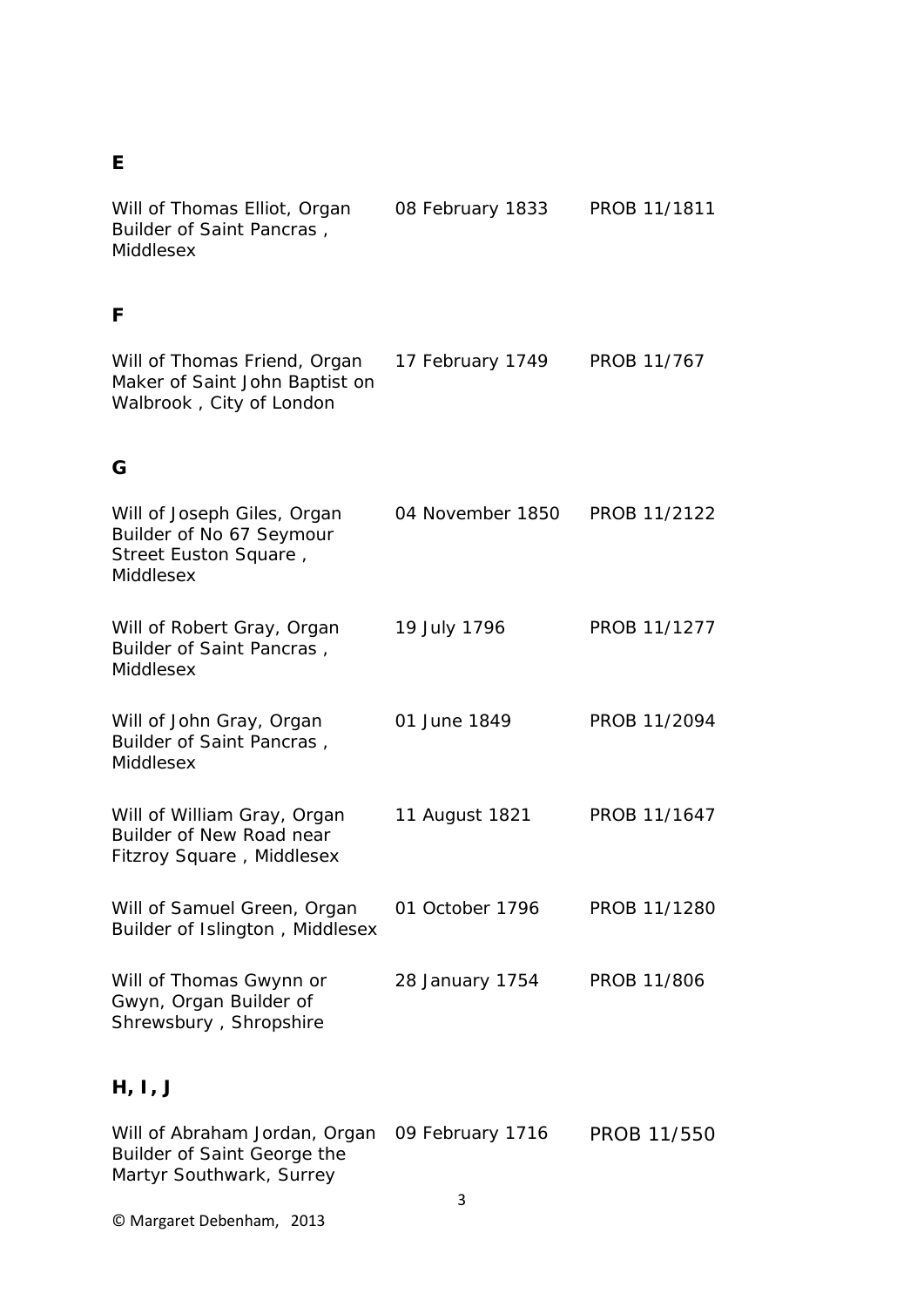## E

| | | |
|---|---|---|
| Will of Thomas Elliot, Organ Builder of Saint Pancras , Middlesex | 08 February 1833 | PROB 11/1811 |

## F

| | | |
|---|---|---|
| Will of Thomas Friend, Organ Maker of Saint John Baptist on Walbrook , City of London | 17 February 1749 | PROB 11/767 |

## G

| | | |
|---|---|---|
| Will of Joseph Giles, Organ Builder of No 67 Seymour Street Euston Square , Middlesex | 04 November 1850 | PROB 11/2122 |
| Will of Robert Gray, Organ Builder of Saint Pancras , Middlesex | 19 July 1796 | PROB 11/1277 |
| Will of John Gray, Organ Builder of Saint Pancras , Middlesex | 01 June 1849 | PROB 11/2094 |
| Will of William Gray, Organ Builder of New Road near Fitzroy Square , Middlesex | 11 August 1821 | PROB 11/1647 |
| Will of Samuel Green, Organ Builder of Islington , Middlesex | 01 October 1796 | PROB 11/1280 |
| Will of Thomas Gwynn or Gwyn, Organ Builder of Shrewsbury , Shropshire | 28 January 1754 | PROB 11/806 |

## H, I, J

| | | |
|---|---|---|
| Will of Abraham Jordan, Organ Builder of Saint George the Martyr Southwark, Surrey | 09 February 1716 | PROB 11/550 |

© Margaret Debenham, 2013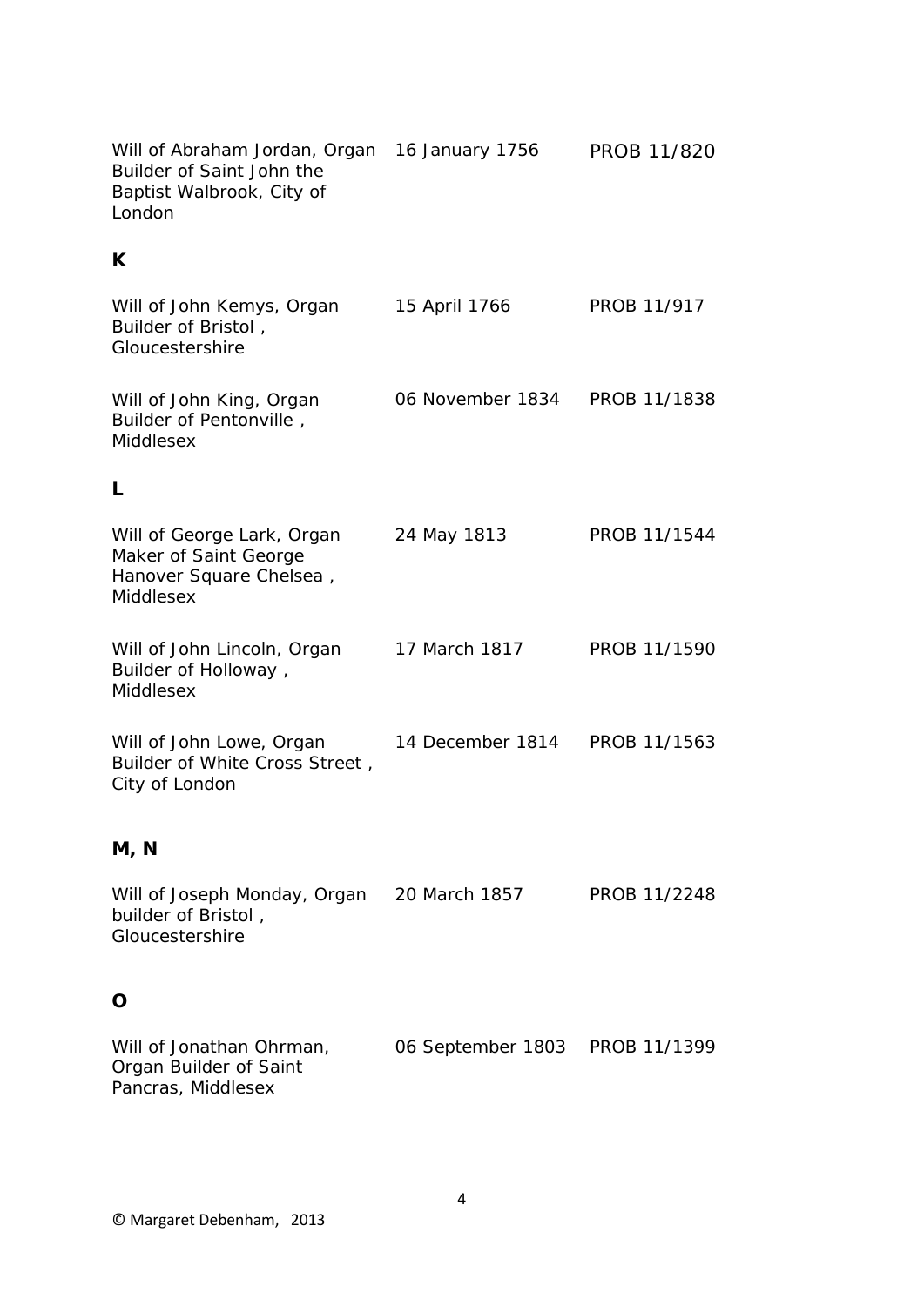| | | |
|---|---|---|
| Will of Abraham Jordan, Organ Builder of Saint John the Baptist Walbrook, City of London | 16 January 1756 | PROB 11/820 |

**K**

| | | |
|---|---|---|
| Will of John Kemys, Organ Builder of Bristol , Gloucestershire | 15 April 1766 | PROB 11/917 |
| Will of John King, Organ Builder of Pentonville , Middlesex | 06 November 1834 | PROB 11/1838 |

**L**

| | | |
|---|---|---|
| Will of George Lark, Organ Maker of Saint George Hanover Square Chelsea , Middlesex | 24 May 1813 | PROB 11/1544 |
| Will of John Lincoln, Organ Builder of Holloway , Middlesex | 17 March 1817 | PROB 11/1590 |
| Will of John Lowe, Organ Builder of White Cross Street , City of London | 14 December 1814 | PROB 11/1563 |

**M, N**

| | | |
|---|---|---|
| Will of Joseph Monday, Organ builder of Bristol , Gloucestershire | 20 March 1857 | PROB 11/2248 |

**O**

| | | |
|---|---|---|
| Will of Jonathan Ohrman, Organ Builder of Saint Pancras, Middlesex | 06 September 1803 | PROB 11/1399 |

© Margaret Debenham, 2013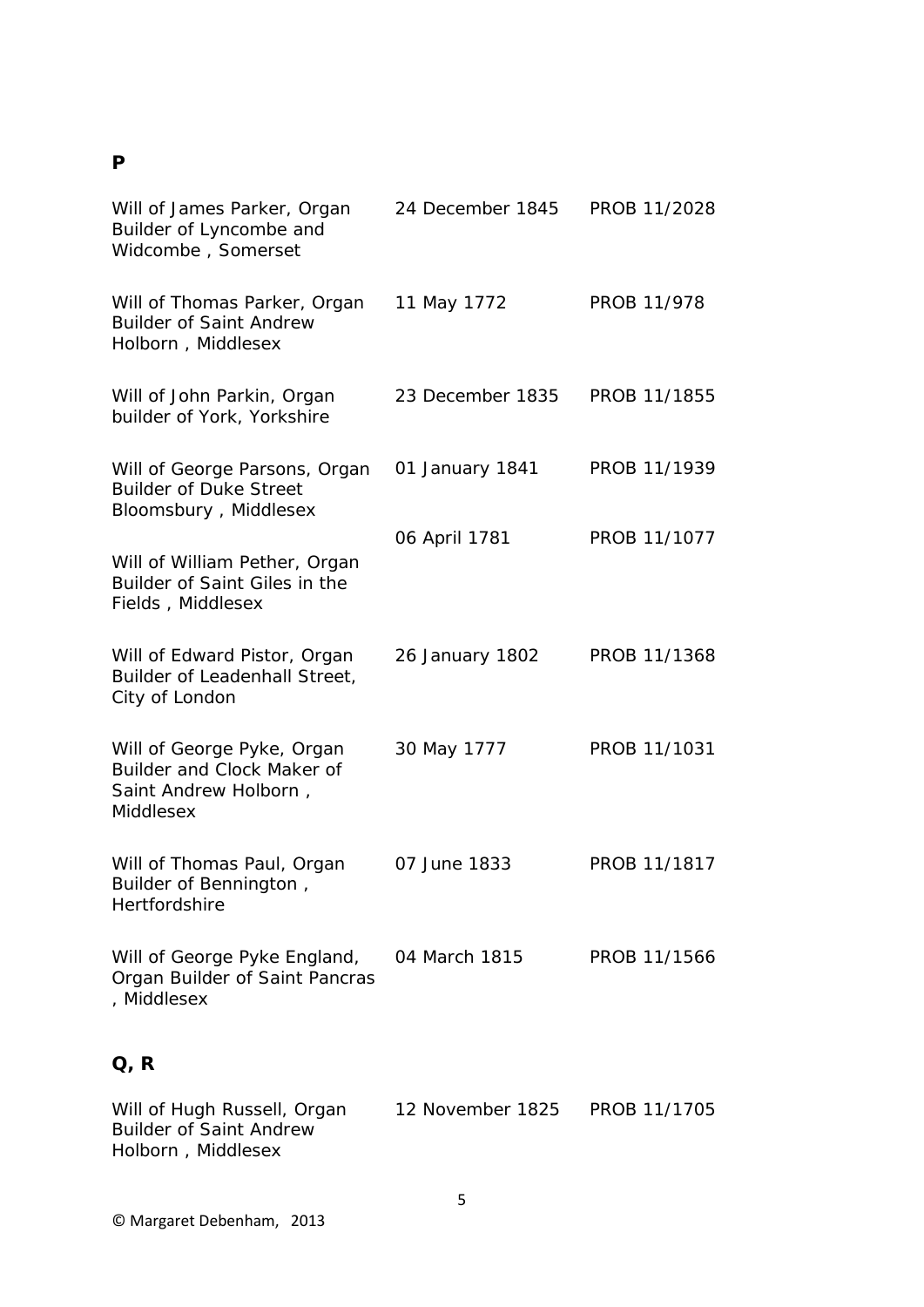## P

| | | |
|---|---|---|
| Will of James Parker, Organ Builder of Lyncombe and Widcombe , Somerset | 24 December 1845 | PROB 11/2028 |
| Will of Thomas Parker, Organ Builder of Saint Andrew Holborn , Middlesex | 11 May 1772 | PROB 11/978 |
| Will of John Parkin, Organ builder of York, Yorkshire | 23 December 1835 | PROB 11/1855 |
| Will of George Parsons, Organ Builder of Duke Street Bloomsbury , Middlesex | 01 January 1841 | PROB 11/1939 |
| Will of William Pether, Organ Builder of Saint Giles in the Fields , Middlesex | 06 April 1781 | PROB 11/1077 |
| Will of Edward Pistor, Organ Builder of Leadenhall Street, City of London | 26 January 1802 | PROB 11/1368 |
| Will of George Pyke, Organ Builder and Clock Maker of Saint Andrew Holborn , Middlesex | 30 May 1777 | PROB 11/1031 |
| Will of Thomas Paul, Organ Builder of Bennington , Hertfordshire | 07 June 1833 | PROB 11/1817 |
| Will of George Pyke England, Organ Builder of Saint Pancras , Middlesex | 04 March 1815 | PROB 11/1566 |

## Q, R

| | | |
|---|---|---|
| Will of Hugh Russell, Organ Builder of Saint Andrew Holborn , Middlesex | 12 November 1825 | PROB 11/1705 |

© Margaret Debenham, 2013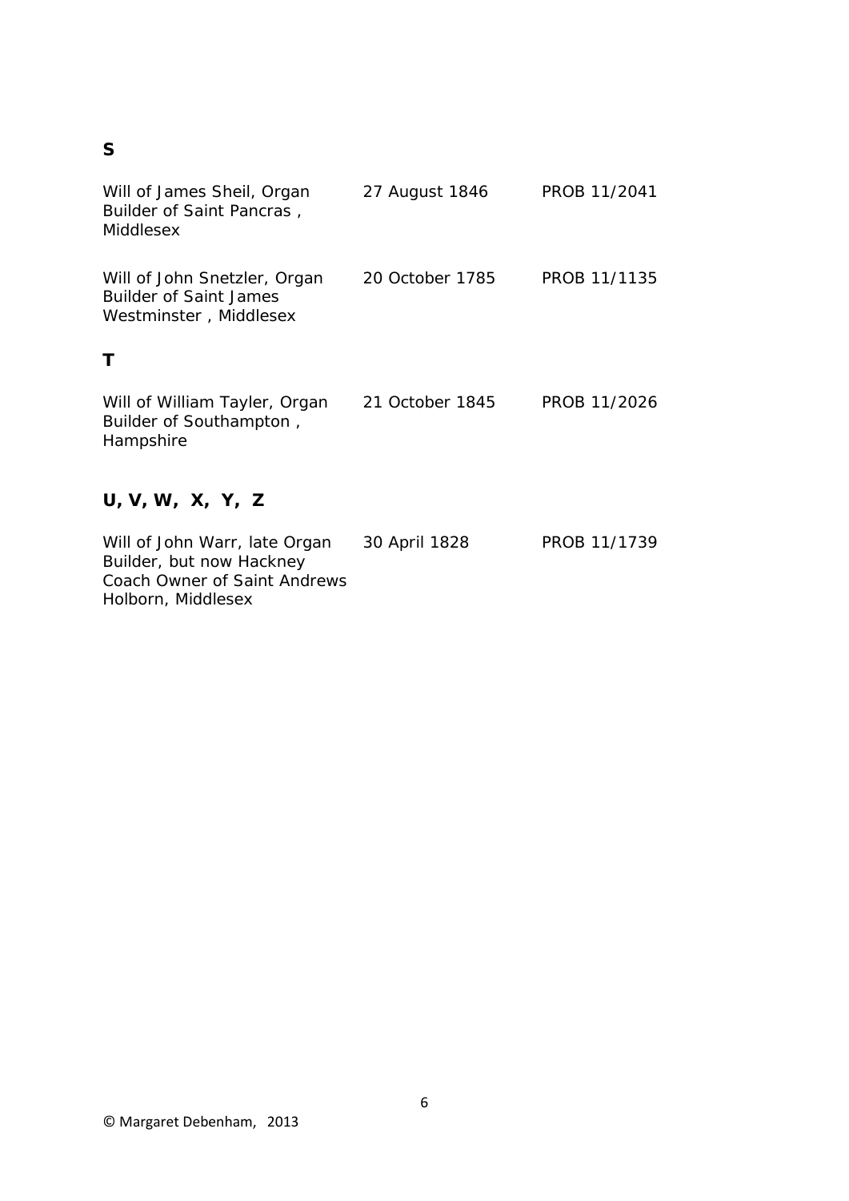## S

| | | |
|---|---|---|
| Will of James Sheil, Organ Builder of Saint Pancras , Middlesex | 27 August 1846 | PROB 11/2041 |
| Will of John Snetzler, Organ Builder of Saint James Westminster , Middlesex | 20 October 1785 | PROB 11/1135 |

## T

| | | |
|---|---|---|
| Will of William Tayler, Organ Builder of Southampton , Hampshire | 21 October 1845 | PROB 11/2026 |

## U, V, W, X, Y, Z

| | | |
|---|---|---|
| Will of John Warr, late Organ Builder, but now Hackney Coach Owner of Saint Andrews Holborn, Middlesex | 30 April 1828 | PROB 11/1739 |

© Margaret Debenham, 2013